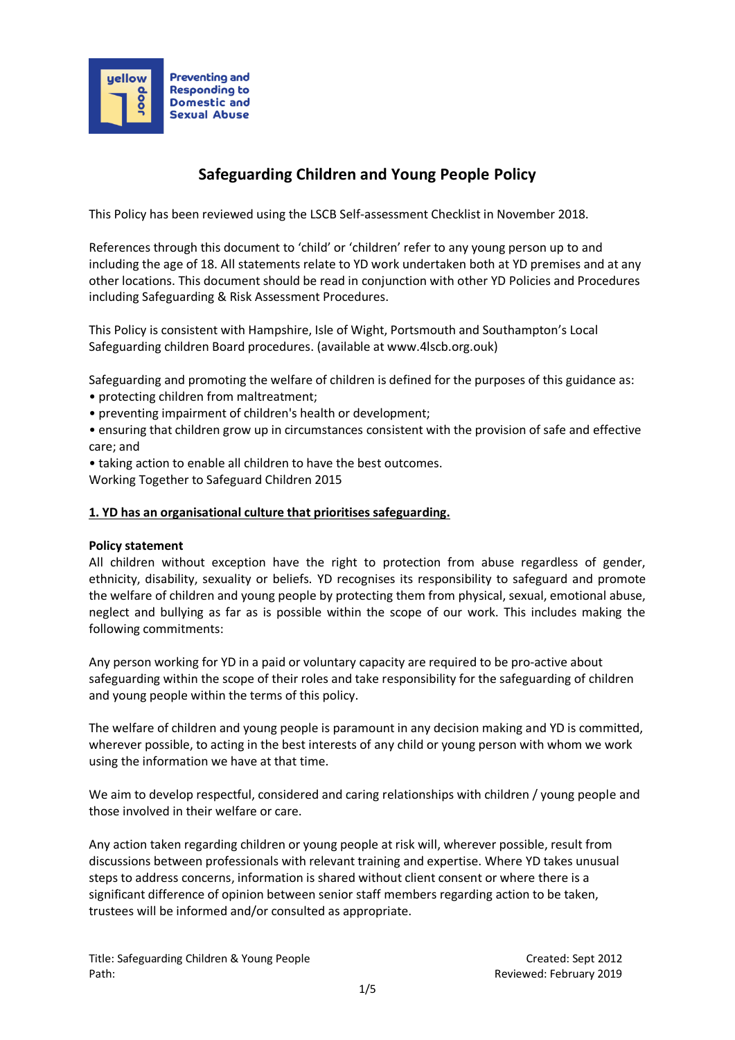Preventing and Responding to Domestic and Sexual Abuse

# Safeguarding Children and Young People Policy

This Policy has been reviewed using the LSCB Self-assessment Checklist in November 2018.

References through this document to 'child' or 'children' refer to any young person up to and including the age of 18. All statements relate to YD work undertaken both at YD premises and at any other locations. This document should be read in conjunction with other YD Policies and Procedures including Safeguarding & Risk Assessment Procedures.

This Policy is consistent with Hampshire, Isle of Wight, Portsmouth and Southampton's Local Safeguarding children Board procedures. (available at www.4lscb.org.ouk)

Safeguarding and promoting the welfare of children is defined for the purposes of this guidance as:

- protecting children from maltreatment;
- preventing impairment of children's health or development;
- ensuring that children grow up in circumstances consistent with the provision of safe and effective care; and
- taking action to enable all children to have the best outcomes.

Working Together to Safeguard Children 2015

## 1. YD has an organisational culture that prioritises safeguarding.

**Policy statement**

All children without exception have the right to protection from abuse regardless of gender, ethnicity, disability, sexuality or beliefs. YD recognises its responsibility to safeguard and promote the welfare of children and young people by protecting them from physical, sexual, emotional abuse, neglect and bullying as far as is possible within the scope of our work. This includes making the following commitments:

Any person working for YD in a paid or voluntary capacity are required to be pro-active about safeguarding within the scope of their roles and take responsibility for the safeguarding of children and young people within the terms of this policy.

The welfare of children and young people is paramount in any decision making and YD is committed, wherever possible, to acting in the best interests of any child or young person with whom we work using the information we have at that time.

We aim to develop respectful, considered and caring relationships with children / young people and those involved in their welfare or care.

Any action taken regarding children or young people at risk will, wherever possible, result from discussions between professionals with relevant training and expertise. Where YD takes unusual steps to address concerns, information is shared without client consent or where there is a significant difference of opinion between senior staff members regarding action to be taken, trustees will be informed and/or consulted as appropriate.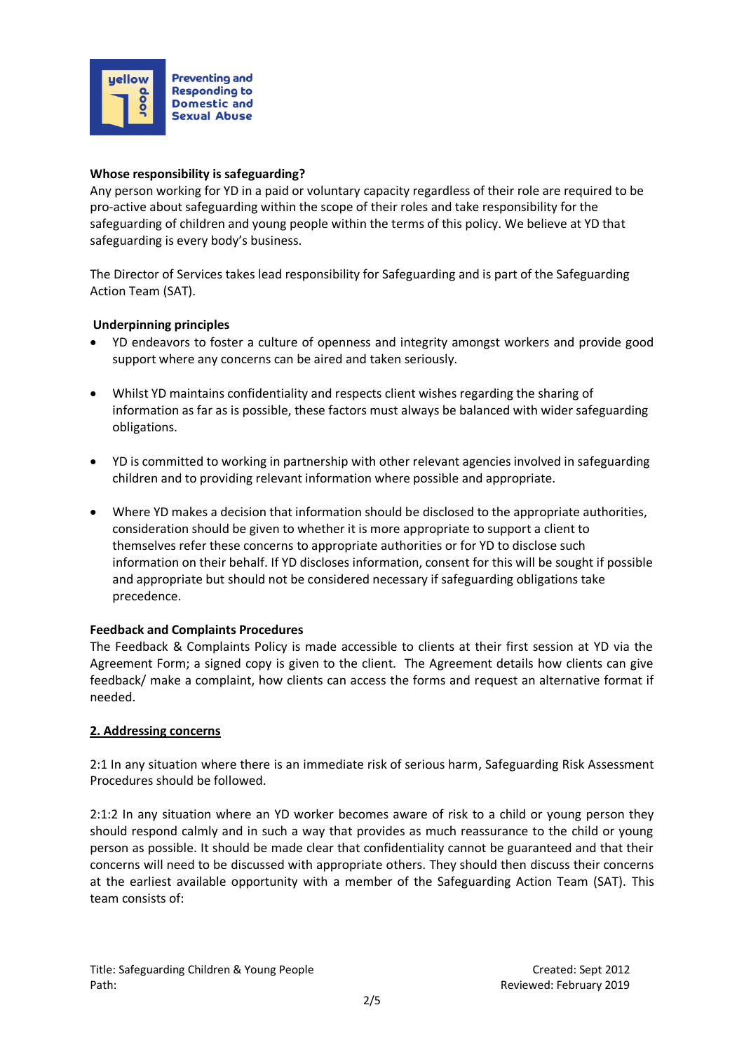**Whose responsibility is safeguarding?**

Any person working for YD in a paid or voluntary capacity regardless of their role are required to be pro-active about safeguarding within the scope of their roles and take responsibility for the safeguarding of children and young people within the terms of this policy. We believe at YD that safeguarding is every body's business.

The Director of Services takes lead responsibility for Safeguarding and is part of the Safeguarding Action Team (SAT).

**Underpinning principles**

- YD endeavors to foster a culture of openness and integrity amongst workers and provide good support where any concerns can be aired and taken seriously.
- Whilst YD maintains confidentiality and respects client wishes regarding the sharing of information as far as is possible, these factors must always be balanced with wider safeguarding obligations.
- YD is committed to working in partnership with other relevant agencies involved in safeguarding children and to providing relevant information where possible and appropriate.
- Where YD makes a decision that information should be disclosed to the appropriate authorities, consideration should be given to whether it is more appropriate to support a client to themselves refer these concerns to appropriate authorities or for YD to disclose such information on their behalf. If YD discloses information, consent for this will be sought if possible and appropriate but should not be considered necessary if safeguarding obligations take precedence.

**Feedback and Complaints Procedures**

The Feedback & Complaints Policy is made accessible to clients at their first session at YD via the Agreement Form; a signed copy is given to the client. The Agreement details how clients can give feedback/ make a complaint, how clients can access the forms and request an alternative format if needed.

## 2. Addressing concerns

2:1 In any situation where there is an immediate risk of serious harm, Safeguarding Risk Assessment Procedures should be followed.

2:1:2 In any situation where an YD worker becomes aware of risk to a child or young person they should respond calmly and in such a way that provides as much reassurance to the child or young person as possible. It should be made clear that confidentiality cannot be guaranteed and that their concerns will need to be discussed with appropriate others. They should then discuss their concerns at the earliest available opportunity with a member of the Safeguarding Action Team (SAT). This team consists of: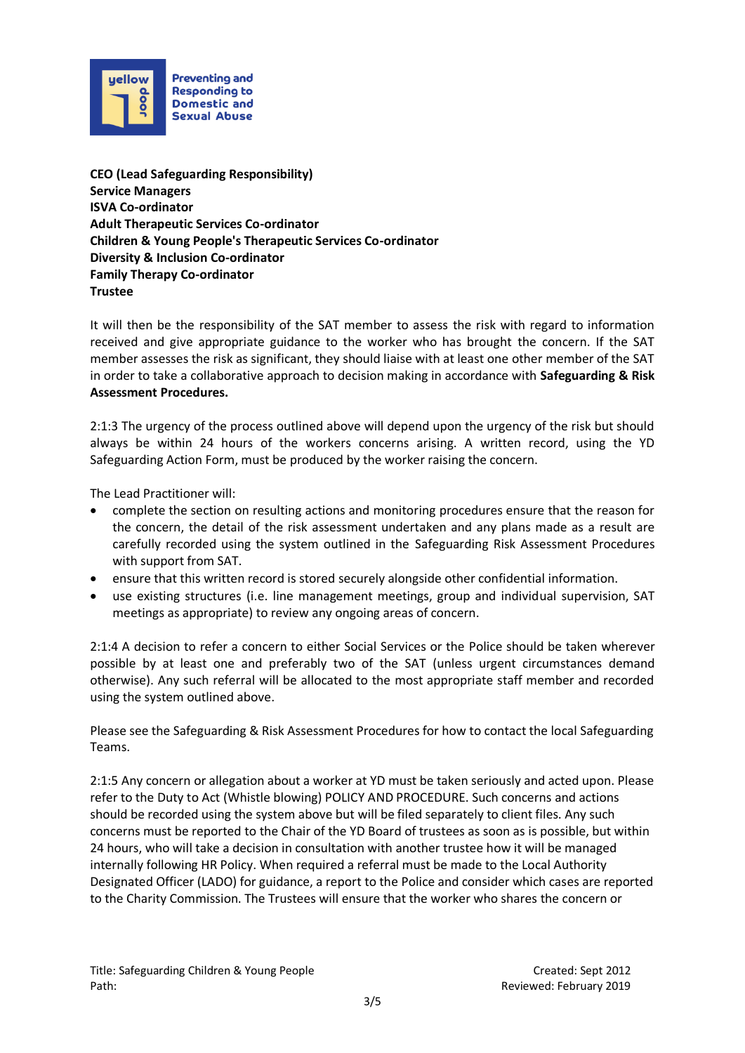**CEO (Lead Safeguarding Responsibility)**
**Service Managers**
**ISVA Co-ordinator**
**Adult Therapeutic Services Co-ordinator**
**Children & Young People's Therapeutic Services Co-ordinator**
**Diversity & Inclusion Co-ordinator**
**Family Therapy Co-ordinator**
**Trustee**

It will then be the responsibility of the SAT member to assess the risk with regard to information received and give appropriate guidance to the worker who has brought the concern. If the SAT member assesses the risk as significant, they should liaise with at least one other member of the SAT in order to take a collaborative approach to decision making in accordance with **Safeguarding & Risk Assessment Procedures.**

2:1:3 The urgency of the process outlined above will depend upon the urgency of the risk but should always be within 24 hours of the workers concerns arising. A written record, using the YD Safeguarding Action Form, must be produced by the worker raising the concern.

The Lead Practitioner will:

- complete the section on resulting actions and monitoring procedures ensure that the reason for the concern, the detail of the risk assessment undertaken and any plans made as a result are carefully recorded using the system outlined in the Safeguarding Risk Assessment Procedures with support from SAT.
- ensure that this written record is stored securely alongside other confidential information.
- use existing structures (i.e. line management meetings, group and individual supervision, SAT meetings as appropriate) to review any ongoing areas of concern.

2:1:4 A decision to refer a concern to either Social Services or the Police should be taken wherever possible by at least one and preferably two of the SAT (unless urgent circumstances demand otherwise). Any such referral will be allocated to the most appropriate staff member and recorded using the system outlined above.

Please see the Safeguarding & Risk Assessment Procedures for how to contact the local Safeguarding Teams.

2:1:5 Any concern or allegation about a worker at YD must be taken seriously and acted upon. Please refer to the Duty to Act (Whistle blowing) POLICY AND PROCEDURE. Such concerns and actions should be recorded using the system above but will be filed separately to client files. Any such concerns must be reported to the Chair of the YD Board of trustees as soon as is possible, but within 24 hours, who will take a decision in consultation with another trustee how it will be managed internally following HR Policy. When required a referral must be made to the Local Authority Designated Officer (LADO) for guidance, a report to the Police and consider which cases are reported to the Charity Commission. The Trustees will ensure that the worker who shares the concern or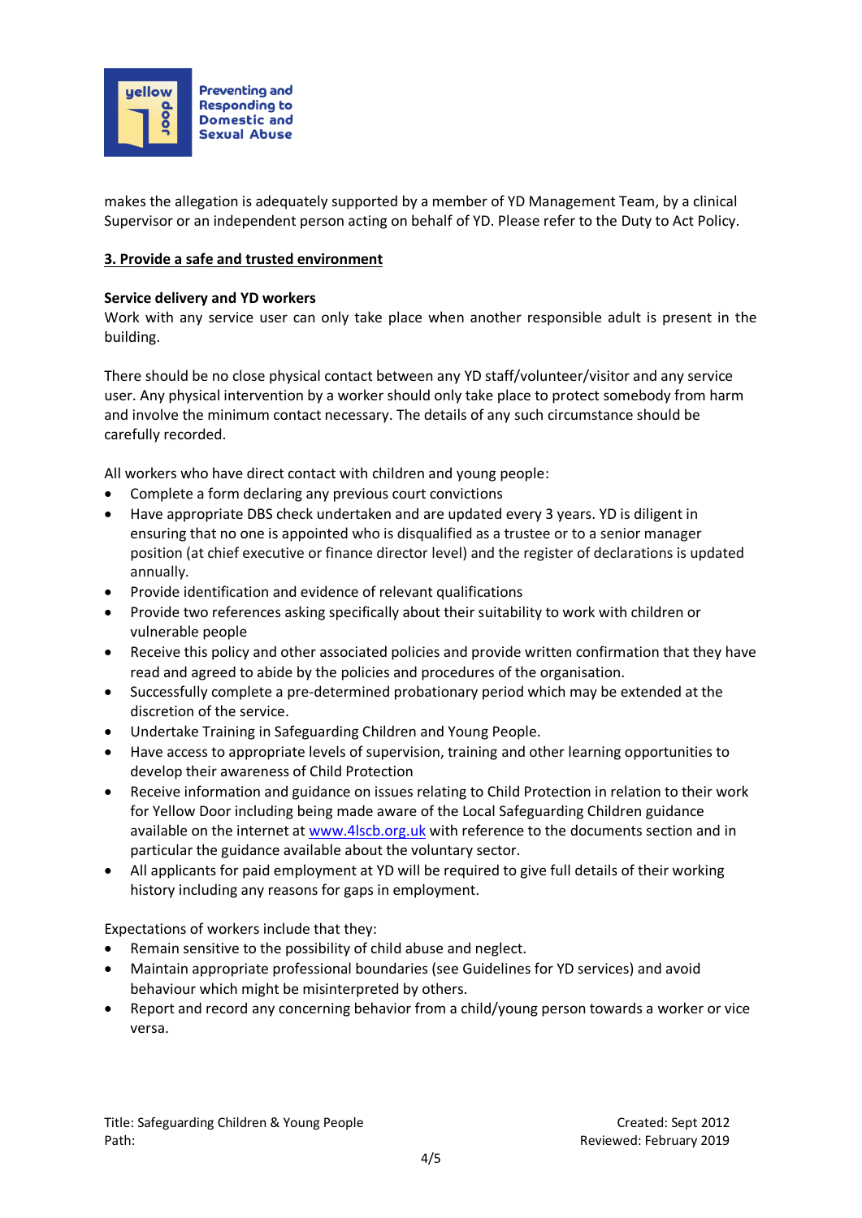makes the allegation is adequately supported by a member of YD Management Team, by a clinical Supervisor or an independent person acting on behalf of YD. Please refer to the Duty to Act Policy.

## 3. Provide a safe and trusted environment

**Service delivery and YD workers**

Work with any service user can only take place when another responsible adult is present in the building.

There should be no close physical contact between any YD staff/volunteer/visitor and any service user. Any physical intervention by a worker should only take place to protect somebody from harm and involve the minimum contact necessary. The details of any such circumstance should be carefully recorded.

All workers who have direct contact with children and young people:

- Complete a form declaring any previous court convictions
- Have appropriate DBS check undertaken and are updated every 3 years. YD is diligent in ensuring that no one is appointed who is disqualified as a trustee or to a senior manager position (at chief executive or finance director level) and the register of declarations is updated annually.
- Provide identification and evidence of relevant qualifications
- Provide two references asking specifically about their suitability to work with children or vulnerable people
- Receive this policy and other associated policies and provide written confirmation that they have read and agreed to abide by the policies and procedures of the organisation.
- Successfully complete a pre-determined probationary period which may be extended at the discretion of the service.
- Undertake Training in Safeguarding Children and Young People.
- Have access to appropriate levels of supervision, training and other learning opportunities to develop their awareness of Child Protection
- Receive information and guidance on issues relating to Child Protection in relation to their work for Yellow Door including being made aware of the Local Safeguarding Children guidance available on the internet at www.4lscb.org.uk with reference to the documents section and in particular the guidance available about the voluntary sector.
- All applicants for paid employment at YD will be required to give full details of their working history including any reasons for gaps in employment.

Expectations of workers include that they:

- Remain sensitive to the possibility of child abuse and neglect.
- Maintain appropriate professional boundaries (see Guidelines for YD services) and avoid behaviour which might be misinterpreted by others.
- Report and record any concerning behavior from a child/young person towards a worker or vice versa.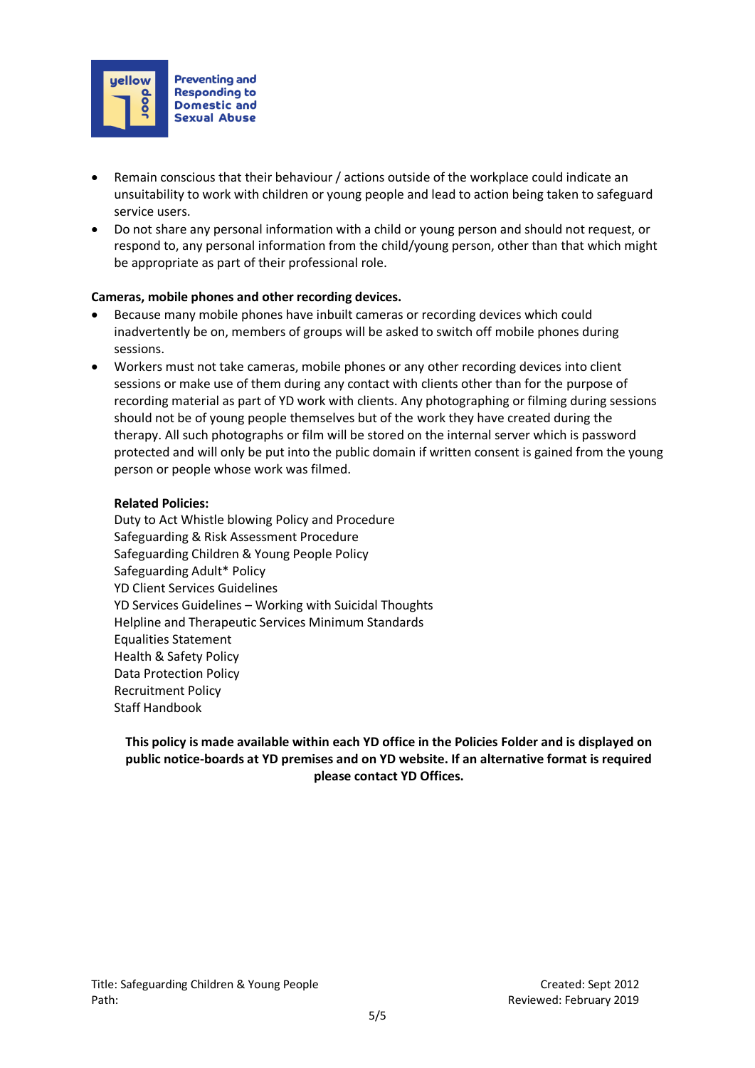- Remain conscious that their behaviour / actions outside of the workplace could indicate an unsuitability to work with children or young people and lead to action being taken to safeguard service users.
- Do not share any personal information with a child or young person and should not request, or respond to, any personal information from the child/young person, other than that which might be appropriate as part of their professional role.

**Cameras, mobile phones and other recording devices.**

- Because many mobile phones have inbuilt cameras or recording devices which could inadvertently be on, members of groups will be asked to switch off mobile phones during sessions.
- Workers must not take cameras, mobile phones or any other recording devices into client sessions or make use of them during any contact with clients other than for the purpose of recording material as part of YD work with clients. Any photographing or filming during sessions should not be of young people themselves but of the work they have created during the therapy. All such photographs or film will be stored on the internal server which is password protected and will only be put into the public domain if written consent is gained from the young person or people whose work was filmed.

**Related Policies:**

Duty to Act Whistle blowing Policy and Procedure
Safeguarding & Risk Assessment Procedure
Safeguarding Children & Young People Policy
Safeguarding Adult* Policy
YD Client Services Guidelines
YD Services Guidelines – Working with Suicidal Thoughts
Helpline and Therapeutic Services Minimum Standards
Equalities Statement
Health & Safety Policy
Data Protection Policy
Recruitment Policy
Staff Handbook

**This policy is made available within each YD office in the Policies Folder and is displayed on public notice-boards at YD premises and on YD website. If an alternative format is required please contact YD Offices.**